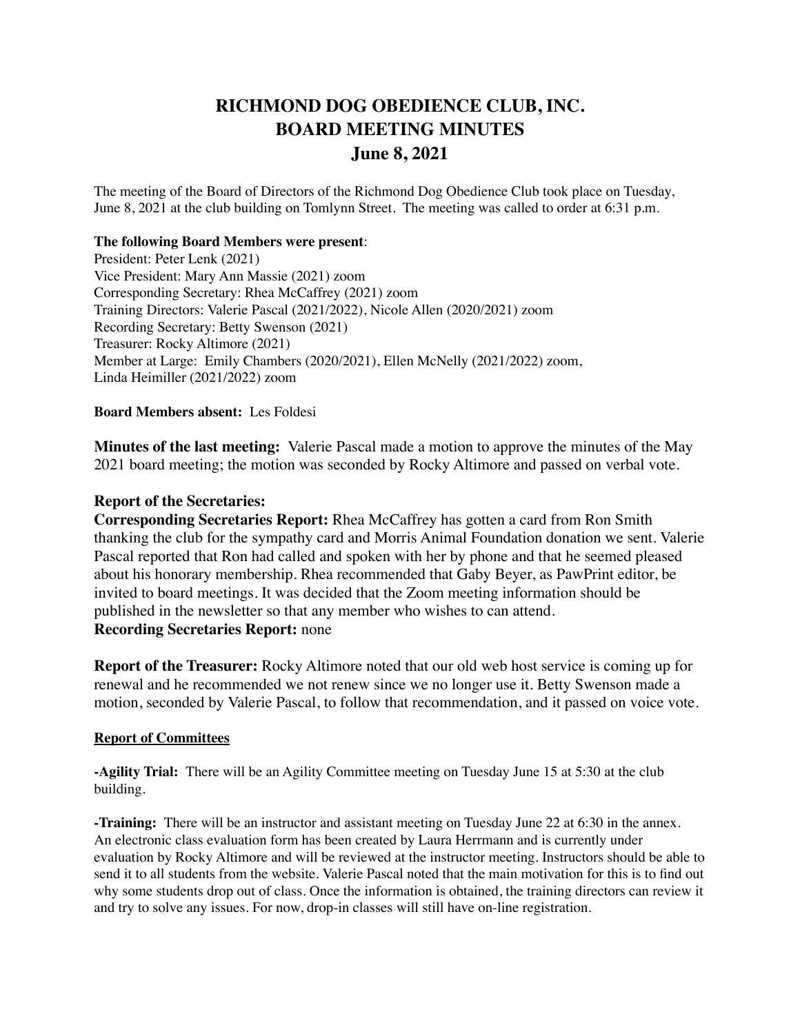# RICHMOND DOG OBEDIENCE CLUB, INC.
# BOARD MEETING MINUTES
# June 8, 2021

The meeting of the Board of Directors of the Richmond Dog Obedience Club took place on Tuesday, June 8, 2021 at the club building on Tomlynn Street. The meeting was called to order at 6:31 p.m.

**The following Board Members were present**:
President: Peter Lenk (2021)
Vice President: Mary Ann Massie (2021) zoom
Corresponding Secretary: Rhea McCaffrey (2021) zoom
Training Directors: Valerie Pascal (2021/2022), Nicole Allen (2020/2021) zoom
Recording Secretary: Betty Swenson (2021)
Treasurer: Rocky Altimore (2021)
Member at Large: Emily Chambers (2020/2021), Ellen McNelly (2021/2022) zoom,
Linda Heimiller (2021/2022) zoom

**Board Members absent:** Les Foldesi

**Minutes of the last meeting:** Valerie Pascal made a motion to approve the minutes of the May 2021 board meeting; the motion was seconded by Rocky Altimore and passed on verbal vote.

**Report of the Secretaries:**
**Corresponding Secretaries Report:** Rhea McCaffrey has gotten a card from Ron Smith thanking the club for the sympathy card and Morris Animal Foundation donation we sent. Valerie Pascal reported that Ron had called and spoken with her by phone and that he seemed pleased about his honorary membership. Rhea recommended that Gaby Beyer, as PawPrint editor, be invited to board meetings. It was decided that the Zoom meeting information should be published in the newsletter so that any member who wishes to can attend.
**Recording Secretaries Report:** none

**Report of the Treasurer:** Rocky Altimore noted that our old web host service is coming up for renewal and he recommended we not renew since we no longer use it. Betty Swenson made a motion, seconded by Valerie Pascal, to follow that recommendation, and it passed on voice vote.

**Report of Committees**

**-Agility Trial:** There will be an Agility Committee meeting on Tuesday June 15 at 5:30 at the club building.

**-Training:** There will be an instructor and assistant meeting on Tuesday June 22 at 6:30 in the annex. An electronic class evaluation form has been created by Laura Herrmann and is currently under evaluation by Rocky Altimore and will be reviewed at the instructor meeting. Instructors should be able to send it to all students from the website. Valerie Pascal noted that the main motivation for this is to find out why some students drop out of class. Once the information is obtained, the training directors can review it and try to solve any issues. For now, drop-in classes will still have on-line registration.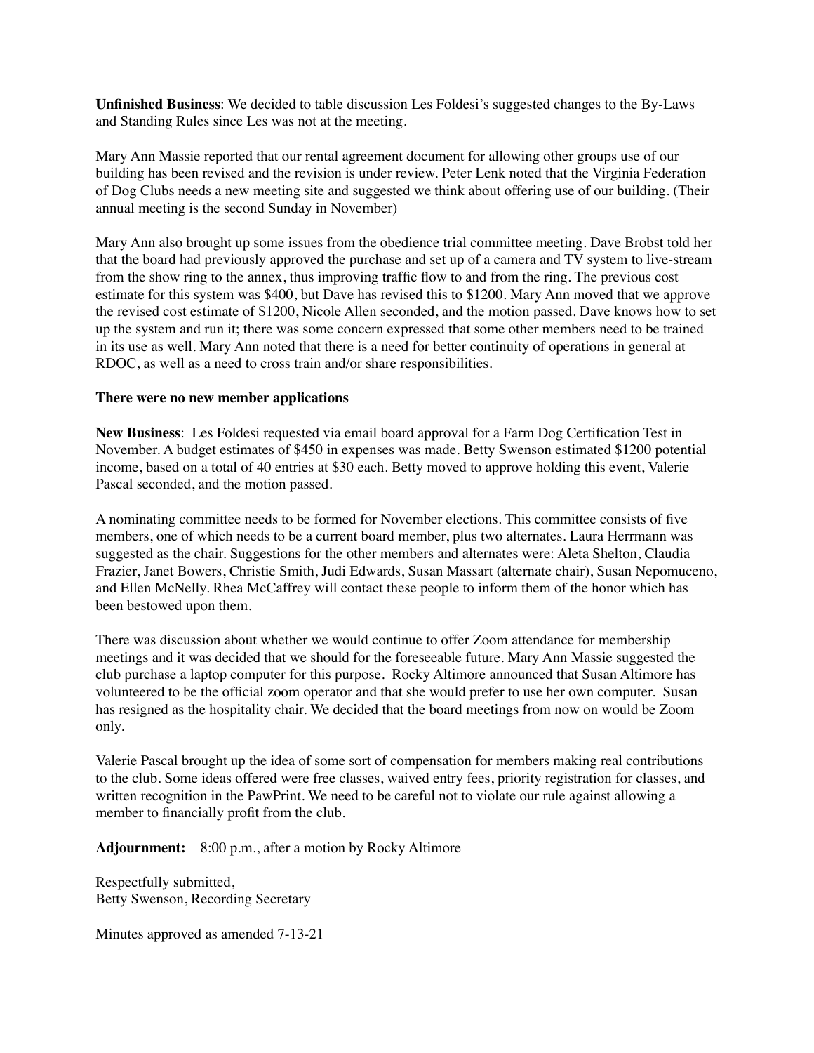**Unfinished Business**: We decided to table discussion Les Foldesi's suggested changes to the By-Laws and Standing Rules since Les was not at the meeting.

Mary Ann Massie reported that our rental agreement document for allowing other groups use of our building has been revised and the revision is under review. Peter Lenk noted that the Virginia Federation of Dog Clubs needs a new meeting site and suggested we think about offering use of our building. (Their annual meeting is the second Sunday in November)

Mary Ann also brought up some issues from the obedience trial committee meeting. Dave Brobst told her that the board had previously approved the purchase and set up of a camera and TV system to live-stream from the show ring to the annex, thus improving traffic flow to and from the ring. The previous cost estimate for this system was $400, but Dave has revised this to $1200. Mary Ann moved that we approve the revised cost estimate of $1200, Nicole Allen seconded, and the motion passed. Dave knows how to set up the system and run it; there was some concern expressed that some other members need to be trained in its use as well. Mary Ann noted that there is a need for better continuity of operations in general at RDOC, as well as a need to cross train and/or share responsibilities.

**There were no new member applications**

**New Business**: Les Foldesi requested via email board approval for a Farm Dog Certification Test in November. A budget estimates of $450 in expenses was made. Betty Swenson estimated $1200 potential income, based on a total of 40 entries at $30 each. Betty moved to approve holding this event, Valerie Pascal seconded, and the motion passed.

A nominating committee needs to be formed for November elections. This committee consists of five members, one of which needs to be a current board member, plus two alternates. Laura Herrmann was suggested as the chair. Suggestions for the other members and alternates were: Aleta Shelton, Claudia Frazier, Janet Bowers, Christie Smith, Judi Edwards, Susan Massart (alternate chair), Susan Nepomuceno, and Ellen McNelly. Rhea McCaffrey will contact these people to inform them of the honor which has been bestowed upon them.

There was discussion about whether we would continue to offer Zoom attendance for membership meetings and it was decided that we should for the foreseeable future. Mary Ann Massie suggested the club purchase a laptop computer for this purpose. Rocky Altimore announced that Susan Altimore has volunteered to be the official zoom operator and that she would prefer to use her own computer. Susan has resigned as the hospitality chair. We decided that the board meetings from now on would be Zoom only.

Valerie Pascal brought up the idea of some sort of compensation for members making real contributions to the club. Some ideas offered were free classes, waived entry fees, priority registration for classes, and written recognition in the PawPrint. We need to be careful not to violate our rule against allowing a member to financially profit from the club.

**Adjournment:** 8:00 p.m., after a motion by Rocky Altimore

Respectfully submitted,
Betty Swenson, Recording Secretary

Minutes approved as amended 7-13-21